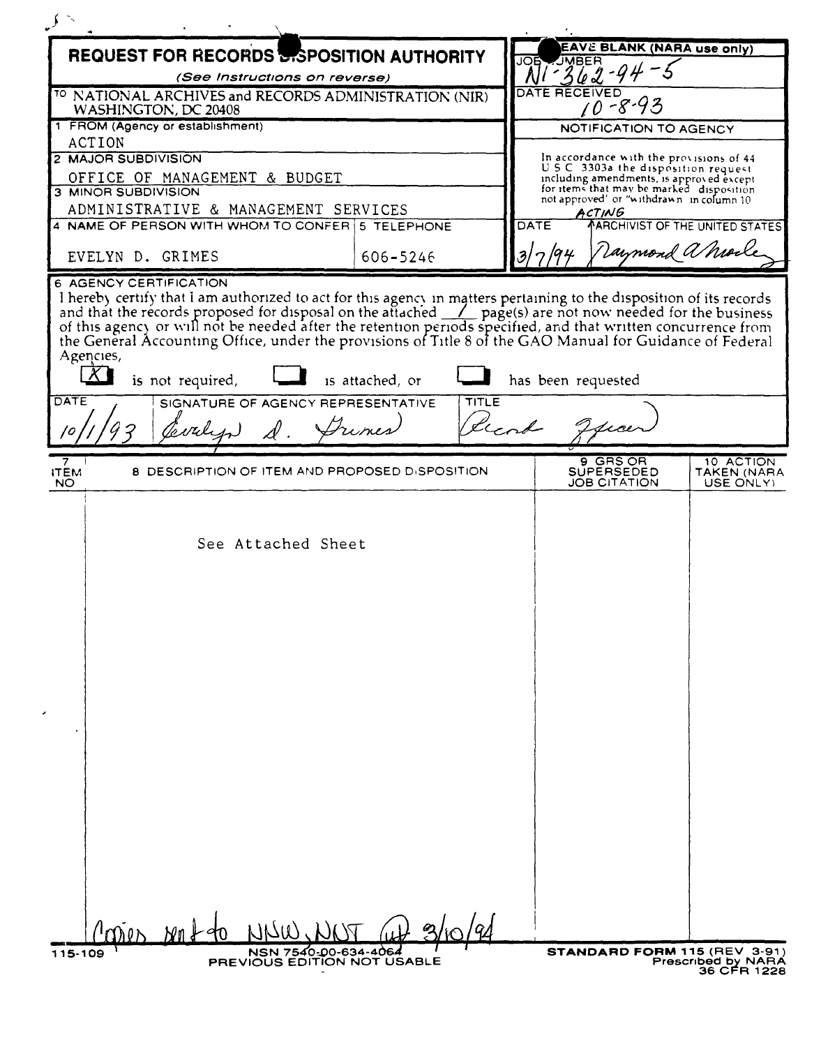# REQUEST FOR RECORDS DISPOSITION AUTHORITY

*(See Instructions on reverse)*

| | |
|---|---|
| TO NATIONAL ARCHIVES and RECORDS ADMINISTRATION (NIR) WASHINGTON, DC 20408 | **LEAVE BLANK (NARA use only)** JOB NUMBER N1-362-94-5 |
| 1 FROM (Agency or establishment) ACTION | DATE RECEIVED 10-8-93 |
| 2 MAJOR SUBDIVISION OFFICE OF MANAGEMENT & BUDGET | NOTIFICATION TO AGENCY |
| 3 MINOR SUBDIVISION ADMINISTRATIVE & MANAGEMENT SERVICES | In accordance with the provisions of 44 U S C 3303a the disposition request including amendments, is approved except for items that may be marked "disposition not approved" or "withdrawn" in column 10 |
| 4 NAME OF PERSON WITH WHOM TO CONFER: EVELYN D. GRIMES / 5 TELEPHONE: 606-5246 | DATE 3/7/94 — ACTING ARCHIVIST OF THE UNITED STATES: Raymond A Mosley |

6 AGENCY CERTIFICATION

I hereby certify that I am authorized to act for this agency in matters pertaining to the disposition of its records and that the records proposed for disposal on the attached 1 page(s) are not now needed for the business of this agency or will not be needed after the retention periods specified, and that written concurrence from the General Accounting Office, under the provisions of Title 8 of the GAO Manual for Guidance of Federal Agencies,

[X] is not required, [ ] is attached, or [ ] has been requested

| DATE | SIGNATURE OF AGENCY REPRESENTATIVE | TITLE |
|---|---|---|
| 10/1/93 | Evelyn D. Grimes | Record Officer |

| 7 ITEM NO | 8 DESCRIPTION OF ITEM AND PROPOSED DISPOSITION | 9 GRS OR SUPERSEDED JOB CITATION | 10 ACTION TAKEN (NARA USE ONLY) |
|---|---|---|---|
| | See Attached Sheet | | |

Copies sent to NNW, NNT (ut) 3/10/94

115-109 NSN 7540-00-634-4064 PREVIOUS EDITION NOT USABLE

STANDARD FORM 115 (REV 3-91) Prescribed by NARA 36 CFR 1228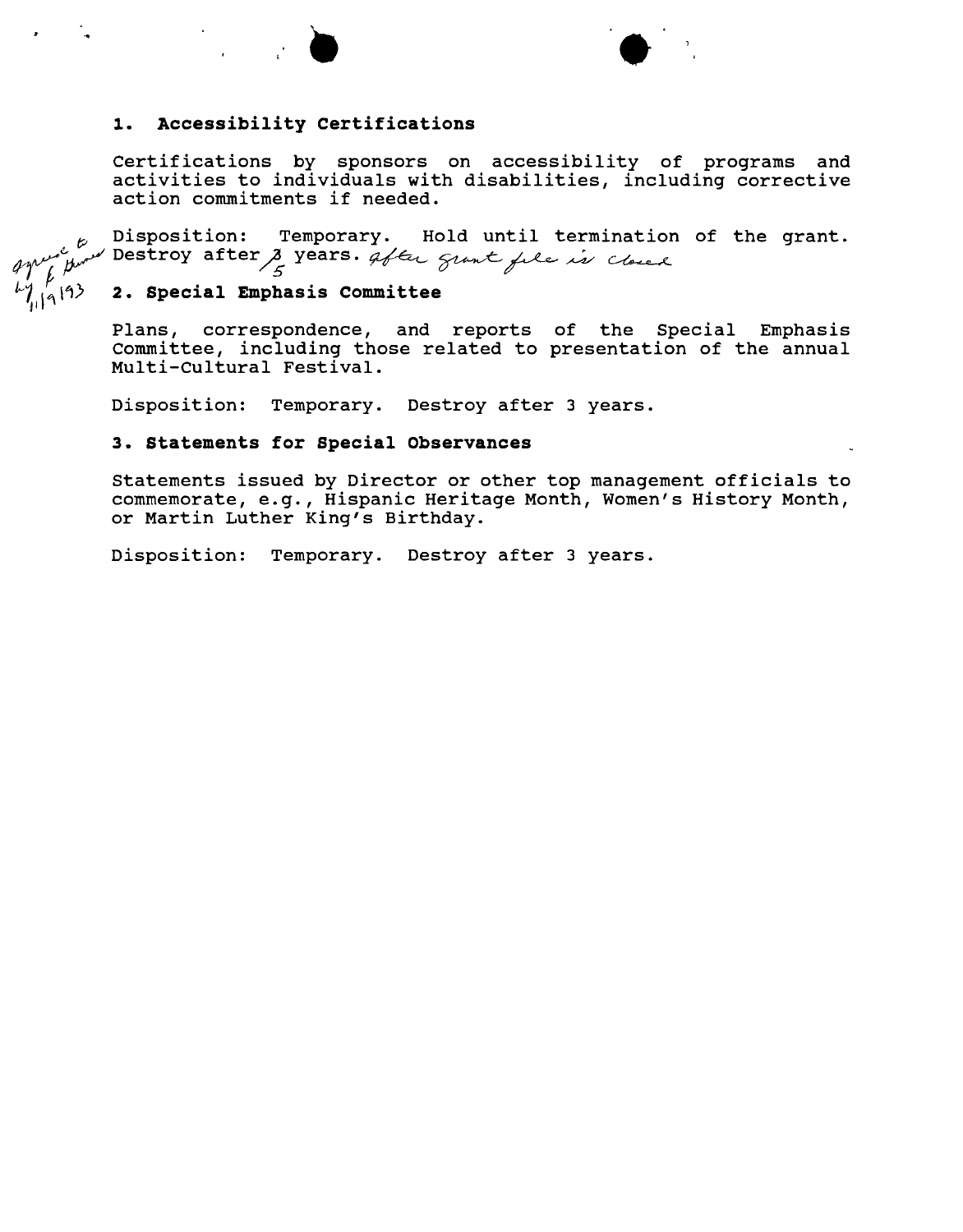## 1. Accessibility Certifications

Certifications by sponsors on accessibility of programs and activities to individuals with disabilities, including corrective action commitments if needed.

Disposition: Temporary. Hold until termination of the grant. Destroy after ~~3~~ 5 years. after grant file is closed

agreed to by P. Hume 11/9/93

## 2. Special Emphasis Committee

Plans, correspondence, and reports of the Special Emphasis Committee, including those related to presentation of the annual Multi-Cultural Festival.

Disposition: Temporary. Destroy after 3 years.

## 3. Statements for Special Observances

Statements issued by Director or other top management officials to commemorate, e.g., Hispanic Heritage Month, Women's History Month, or Martin Luther King's Birthday.

Disposition: Temporary. Destroy after 3 years.